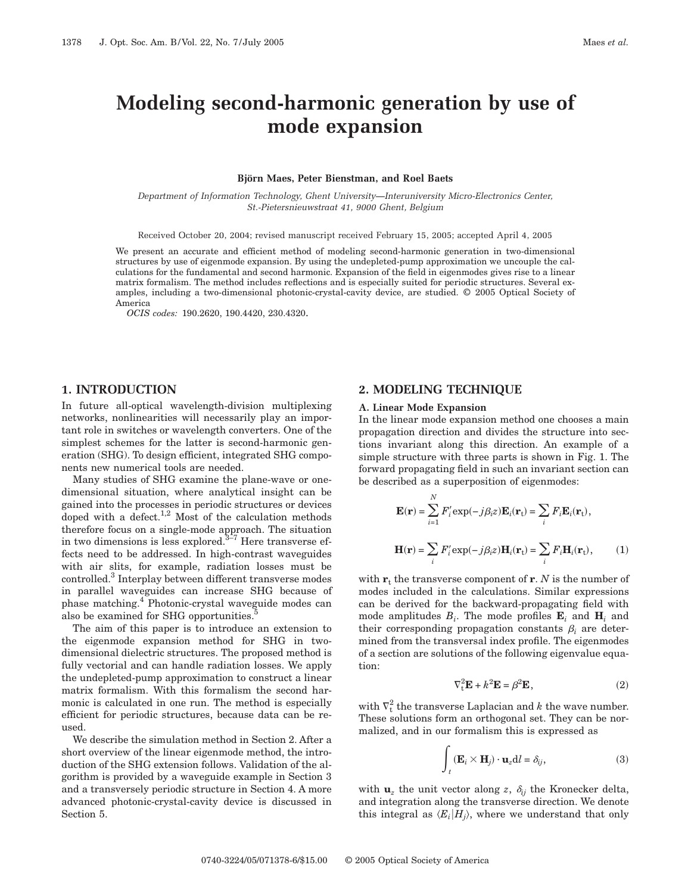# Modeling second-harmonic generation by use of mode expansion

**Björn Maes, Peter Bienstman, and Roel Baets**

*Department of Information Technology, Ghent University—Interuniversity Micro-Electronics Center, St.-Pietersnieuwstraat 41, 9000 Ghent, Belgium*

Received October 20, 2004; revised manuscript received February 15, 2005; accepted April 4, 2005

We present an accurate and efficient method of modeling second-harmonic generation in two-dimensional structures by use of eigenmode expansion. By using the undepleted-pump approximation we uncouple the calculations for the fundamental and second harmonic. Expansion of the field in eigenmodes gives rise to a linear matrix formalism. The method includes reflections and is especially suited for periodic structures. Several examples, including a two-dimensional photonic-crystal-cavity device, are studied. © 2005 Optical Society of America

*OCIS codes:* 190.2620, 190.4420, 230.4320.

## 1. INTRODUCTION

In future all-optical wavelength-division multiplexing networks, nonlinearities will necessarily play an important role in switches or wavelength converters. One of the simplest schemes for the latter is second-harmonic generation (SHG). To design efficient, integrated SHG components new numerical tools are needed.

Many studies of SHG examine the plane-wave or one-dimensional situation, where analytical insight can be gained into the processes in periodic structures or devices doped with a defect.[1,2] Most of the calculation methods therefore focus on a single-mode approach. The situation in two dimensions is less explored.[3–7] Here transverse effects need to be addressed. In high-contrast waveguides with air slits, for example, radiation losses must be controlled.[3] Interplay between different transverse modes in parallel waveguides can increase SHG because of phase matching.[4] Photonic-crystal waveguide modes can also be examined for SHG opportunities.[5]

The aim of this paper is to introduce an extension to the eigenmode expansion method for SHG in two-dimensional dielectric structures. The proposed method is fully vectorial and can handle radiation losses. We apply the undepleted-pump approximation to construct a linear matrix formalism. With this formalism the second harmonic is calculated in one run. The method is especially efficient for periodic structures, because data can be reused.

We describe the simulation method in Section 2. After a short overview of the linear eigenmode method, the introduction of the SHG extension follows. Validation of the algorithm is provided by a waveguide example in Section 3 and a transversely periodic structure in Section 4. A more advanced photonic-crystal-cavity device is discussed in Section 5.

## 2. MODELING TECHNIQUE

### A. Linear Mode Expansion

In the linear mode expansion method one chooses a main propagation direction and divides the structure into sections invariant along this direction. An example of a simple structure with three parts is shown in Fig. 1. The forward propagating field in such an invariant section can be described as a superposition of eigenmodes:

$$\mathbf{E}(\mathbf{r}) = \sum_{i=1}^{N} F_i' \exp(-j\beta_i z)\mathbf{E}_i(\mathbf{r}_t) = \sum_i F_i \mathbf{E}_i(\mathbf{r}_t),$$

$$\mathbf{H}(\mathbf{r}) = \sum_i F_i' \exp(-j\beta_i z)\mathbf{H}_i(\mathbf{r}_t) = \sum_i F_i \mathbf{H}_i(\mathbf{r}_t), \qquad (1)$$

with $\mathbf{r}_t$ the transverse component of $\mathbf{r}$. $N$ is the number of modes included in the calculations. Similar expressions can be derived for the backward-propagating field with mode amplitudes $B_i$. The mode profiles $\mathbf{E}_i$ and $\mathbf{H}_i$ and their corresponding propagation constants $\beta_i$ are determined from the transversal index profile. The eigenmodes of a section are solutions of the following eigenvalue equation:

$$\nabla_t^2 \mathbf{E} + k^2 \mathbf{E} = \beta^2 \mathbf{E}, \qquad (2)$$

with $\nabla_t^2$ the transverse Laplacian and $k$ the wave number. These solutions form an orthogonal set. They can be normalized, and in our formalism this is expressed as

$$\int_t (\mathbf{E}_i \times \mathbf{H}_j) \cdot \mathbf{u}_z \mathrm{d}l = \delta_{ij}, \qquad (3)$$

with $\mathbf{u}_z$ the unit vector along $z$, $\delta_{ij}$ the Kronecker delta, and integration along the transverse direction. We denote this integral as $\langle E_i | H_j \rangle$, where we understand that only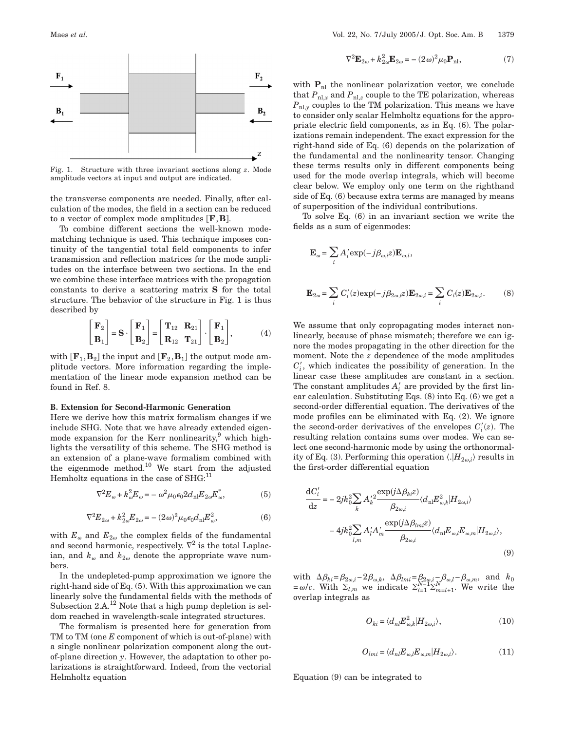Fig. 1. Structure with three invariant sections along $z$. Mode amplitude vectors at input and output are indicated.

the transverse components are needed. Finally, after calculation of the modes, the field in a section can be reduced to a vector of complex mode amplitudes $[\mathbf{F},\mathbf{B}]$.

To combine different sections the well-known mode-matching technique is used. This technique imposes continuity of the tangential total field components to infer transmission and reflection matrices for the mode amplitudes on the interface between two sections. In the end we combine these interface matrices with the propagation constants to derive a scattering matrix $\mathbf{S}$ for the total structure. The behavior of the structure in Fig. 1 is thus described by

$$\begin{bmatrix}\mathbf{F}_2\\ \mathbf{B}_1\end{bmatrix} = \mathbf{S}\cdot\begin{bmatrix}\mathbf{F}_1\\ \mathbf{B}_2\end{bmatrix} = \begin{bmatrix}\mathbf{T}_{12} & \mathbf{R}_{21}\\ \mathbf{R}_{12} & \mathbf{T}_{21}\end{bmatrix}\cdot\begin{bmatrix}\mathbf{F}_1\\ \mathbf{B}_2\end{bmatrix}, \tag{4}$$

with $[\mathbf{F}_1,\mathbf{B}_2]$ the input and $[\mathbf{F}_2,\mathbf{B}_1]$ the output mode amplitude vectors. More information regarding the implementation of the linear mode expansion method can be found in Ref. 8.

### B. Extension for Second-Harmonic Generation

Here we derive how this matrix formalism changes if we include SHG. Note that we have already extended eigenmode expansion for the Kerr nonlinearity,[9] which highlights the versatility of this scheme. The SHG method is an extension of a plane-wave formalism combined with the eigenmode method.[10] We start from the adjusted Hemholtz equations in the case of SHG:[11]

$$\nabla^2 E_\omega + k_\omega^2 E_\omega = -\omega^2\mu_0\epsilon_0 2d_{\mathrm{nl}}E_{2\omega}E_\omega^*, \tag{5}$$

$$\nabla^2 E_{2\omega} + k_{2\omega}^2 E_{2\omega} = -(2\omega)^2\mu_0\epsilon_0 d_{\mathrm{nl}}E_\omega^2, \tag{6}$$

with $E_\omega$ and $E_{2\omega}$ the complex fields of the fundamental and second harmonic, respectively. $\nabla^2$ is the total Laplacian, and $k_\omega$ and $k_{2\omega}$ denote the appropriate wave numbers.

In the undepleted-pump approximation we ignore the right-hand side of Eq. (5). With this approximation we can linearly solve the fundamental fields with the methods of Subsection 2.A.[12] Note that a high pump depletion is seldom reached in wavelength-scale integrated structures.

The formalism is presented here for generation from TM to TM (one $E$ component of which is out-of-plane) with a single nonlinear polarization component along the out-of-plane direction $y$. However, the adaptation to other polarizations is straightforward. Indeed, from the vectorial Helmholtz equation

$$\nabla^2\mathbf{E}_{2\omega} + k_{2\omega}^2\mathbf{E}_{2\omega} = -(2\omega)^2\mu_0\mathbf{P}_{\mathrm{nl}}, \tag{7}$$

with $\mathbf{P}_{\mathrm{nl}}$ the nonlinear polarization vector, we conclude that $P_{\mathrm{nl},x}$ and $P_{\mathrm{nl},z}$ couple to the TE polarization, whereas $P_{\mathrm{nl},y}$ couples to the TM polarization. This means we have to consider only scalar Helmholtz equations for the appropriate electric field components, as in Eq. (6). The polarizations remain independent. The exact expression for the right-hand side of Eq. (6) depends on the polarization of the fundamental and the nonlinearity tensor. Changing these terms results only in different components being used for the mode overlap integrals, which will become clear below. We employ only one term on the righthand side of Eq. (6) because extra terms are managed by means of superposition of the individual contributions.

To solve Eq. (6) in an invariant section we write the fields as a sum of eigenmodes:

$$\mathbf{E}_\omega = \sum_i A_i'\exp(-j\beta_{\omega,i}z)\mathbf{E}_{\omega,i},$$

$$\mathbf{E}_{2\omega} = \sum_i C_i'(z)\exp(-j\beta_{2\omega,i}z)\mathbf{E}_{2\omega,i} = \sum_i C_i(z)\mathbf{E}_{2\omega,i}. \tag{8}$$

We assume that only copropagating modes interact nonlinearly, because of phase mismatch; therefore we can ignore the modes propagating in the other direction for the moment. Note the $z$ dependence of the mode amplitudes $C_i'$, which indicates the possibility of generation. In the linear case these amplitudes are constant in a section. The constant amplitudes $A_i'$ are provided by the first linear calculation. Substituting Eqs. (8) into Eq. (6) we get a second-order differential equation. The derivatives of the mode profiles can be eliminated with Eq. (2). We ignore the second-order derivatives of the envelopes $C_i'(z)$. The resulting relation contains sums over modes. We can select one second-harmonic mode by using the orthonormality of Eq. (3). Performing this operation $\langle .|H_{2\omega,i}\rangle$ results in the first-order differential equation

$$\frac{\mathrm{d}C_i'}{\mathrm{d}z} = -2jk_0^2\sum_k A_k'^2\frac{\exp(j\Delta\beta_{ki}z)}{\beta_{2\omega,i}}\langle d_{\mathrm{nl}}E_{\omega,k}^2|H_{2\omega,i}\rangle - 4jk_0^2\sum_{l,m}A_l'A_m'\frac{\exp(j\Delta\beta_{lmi}z)}{\beta_{2\omega,i}}\langle d_{\mathrm{nl}}E_{\omega,l}E_{\omega,m}|H_{2\omega,i}\rangle, \tag{9}$$

with $\Delta\beta_{ki}=\beta_{2\omega,i}-2\beta_{\omega,k}$, $\Delta\beta_{lmi}=\beta_{2\omega,i}-\beta_{\omega,l}-\beta_{\omega,m}$, and $k_0=\omega/c$. With $\Sigma_{l,m}$ we indicate $\Sigma_{l=1}^{N-1}\Sigma_{m=l+1}^{N}$. We write the overlap integrals as

$$O_{ki} = \langle d_{nl}E_{\omega,k}^2|H_{2\omega,i}\rangle, \tag{10}$$

$$O_{lmi} = \langle d_{nl}E_{\omega,l}E_{\omega,m}|H_{2\omega,i}\rangle. \tag{11}$$

Equation (9) can be integrated to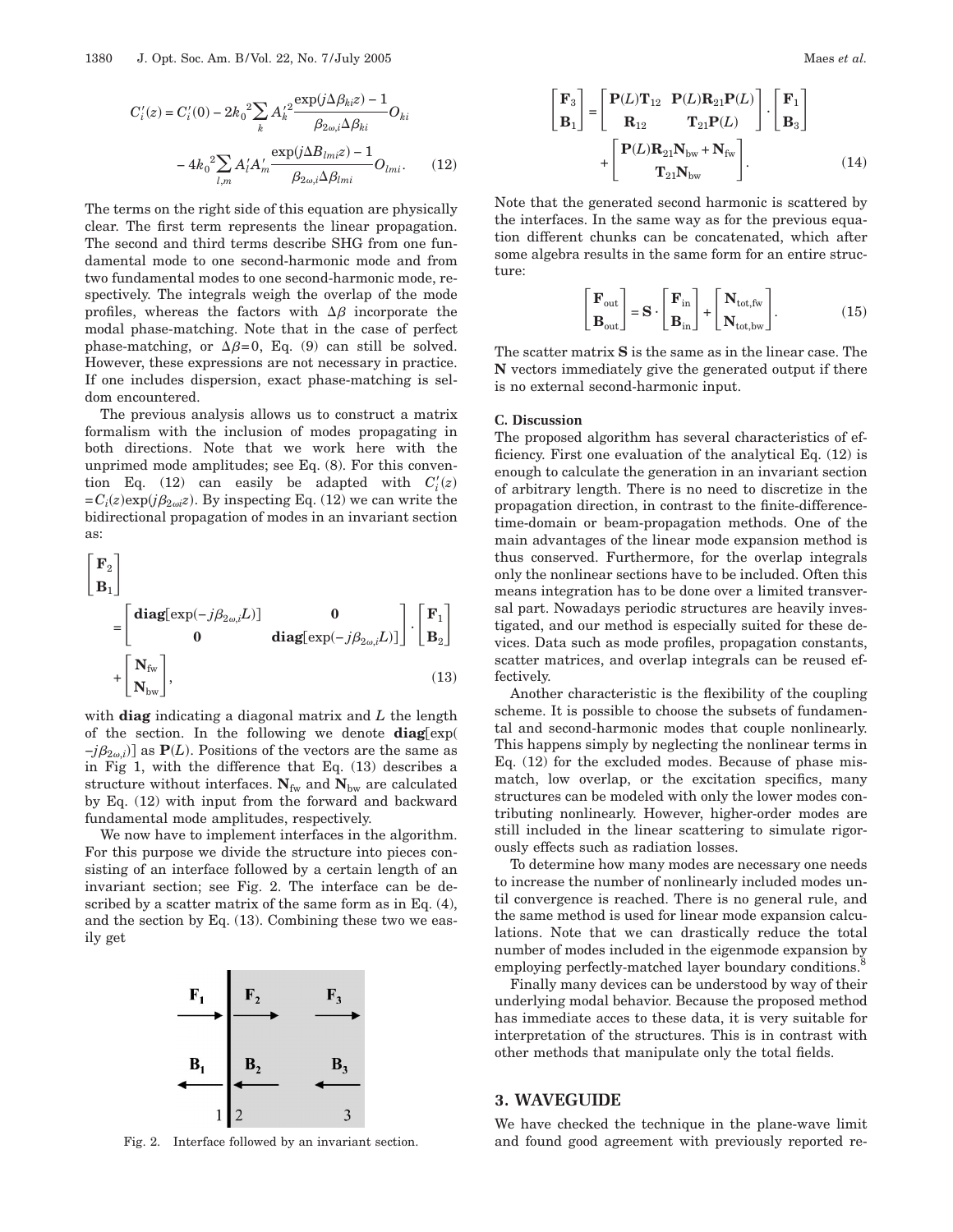$$C_i'(z) = C_i'(0) - 2k_0{}^2 \sum_k A_k'^2 \frac{\exp(j\Delta\beta_{ki}z) - 1}{\beta_{2\omega,i}\Delta\beta_{ki}} O_{ki} - 4k_0{}^2 \sum_{l,m} A_l' A_m' \frac{\exp(j\Delta B_{lmi}z) - 1}{\beta_{2\omega,i}\Delta\beta_{lmi}} O_{lmi}. \quad (12)$$

The terms on the right side of this equation are physically clear. The first term represents the linear propagation. The second and third terms describe SHG from one fundamental mode to one second-harmonic mode and from two fundamental modes to one second-harmonic mode, respectively. The integrals weigh the overlap of the mode profiles, whereas the factors with $\Delta\beta$ incorporate the modal phase-matching. Note that in the case of perfect phase-matching, or $\Delta\beta = 0$, Eq. (9) can still be solved. However, these expressions are not necessary in practice. If one includes dispersion, exact phase-matching is seldom encountered.

The previous analysis allows us to construct a matrix formalism with the inclusion of modes propagating in both directions. Note that we work here with the unprimed mode amplitudes; see Eq. (8). For this convention Eq. (12) can easily be adapted with $C_i'(z) = C_i(z)\exp(j\beta_{2\omega i}z)$. By inspecting Eq. (12) we can write the bidirectional propagation of modes in an invariant section as:

$$\begin{bmatrix} \mathbf{F}_2 \\ \mathbf{B}_1 \end{bmatrix} = \begin{bmatrix} \mathbf{diag}[\exp(-j\beta_{2\omega,i}L)] & \mathbf{0} \\ \mathbf{0} & \mathbf{diag}[\exp(-j\beta_{2\omega,i}L)] \end{bmatrix} \cdot \begin{bmatrix} \mathbf{F}_1 \\ \mathbf{B}_2 \end{bmatrix} + \begin{bmatrix} \mathbf{N}_{\text{fw}} \\ \mathbf{N}_{\text{bw}} \end{bmatrix}, \quad (13)$$

with **diag** indicating a diagonal matrix and $L$ the length of the section. In the following we denote $\mathbf{diag}[\exp(-j\beta_{2\omega,i})]$ as $\mathbf{P}(L)$. Positions of the vectors are the same as in Fig 1, with the difference that Eq. (13) describes a structure without interfaces. $\mathbf{N}_{\text{fw}}$ and $\mathbf{N}_{\text{bw}}$ are calculated by Eq. (12) with input from the forward and backward fundamental mode amplitudes, respectively.

We now have to implement interfaces in the algorithm. For this purpose we divide the structure into pieces consisting of an interface followed by a certain length of an invariant section; see Fig. 2. The interface can be described by a scatter matrix of the same form as in Eq. (4), and the section by Eq. (13). Combining these two we easily get

Fig. 2. Interface followed by an invariant section.

$$\begin{bmatrix} \mathbf{F}_3 \\ \mathbf{B}_1 \end{bmatrix} = \begin{bmatrix} \mathbf{P}(L)\mathbf{T}_{12} & \mathbf{P}(L)\mathbf{R}_{21}\mathbf{P}(L) \\ \mathbf{R}_{12} & \mathbf{T}_{21}\mathbf{P}(L) \end{bmatrix} \cdot \begin{bmatrix} \mathbf{F}_1 \\ \mathbf{B}_3 \end{bmatrix} + \begin{bmatrix} \mathbf{P}(L)\mathbf{R}_{21}\mathbf{N}_{\text{bw}} + \mathbf{N}_{\text{fw}} \\ \mathbf{T}_{21}\mathbf{N}_{\text{bw}} \end{bmatrix}. \quad (14)$$

Note that the generated second harmonic is scattered by the interfaces. In the same way as for the previous equation different chunks can be concatenated, which after some algebra results in the same form for an entire structure:

$$\begin{bmatrix} \mathbf{F}_{\text{out}} \\ \mathbf{B}_{\text{out}} \end{bmatrix} = \mathbf{S} \cdot \begin{bmatrix} \mathbf{F}_{\text{in}} \\ \mathbf{B}_{\text{in}} \end{bmatrix} + \begin{bmatrix} \mathbf{N}_{\text{tot,fw}} \\ \mathbf{N}_{\text{tot,bw}} \end{bmatrix}. \quad (15)$$

The scatter matrix $\mathbf{S}$ is the same as in the linear case. The $\mathbf{N}$ vectors immediately give the generated output if there is no external second-harmonic input.

### C. Discussion

The proposed algorithm has several characteristics of efficiency. First one evaluation of the analytical Eq. (12) is enough to calculate the generation in an invariant section of arbitrary length. There is no need to discretize in the propagation direction, in contrast to the finite-difference-time-domain or beam-propagation methods. One of the main advantages of the linear mode expansion method is thus conserved. Furthermore, for the overlap integrals only the nonlinear sections have to be included. Often this means integration has to be done over a limited transversal part. Nowadays periodic structures are heavily investigated, and our method is especially suited for these devices. Data such as mode profiles, propagation constants, scatter matrices, and overlap integrals can be reused effectively.

Another characteristic is the flexibility of the coupling scheme. It is possible to choose the subsets of fundamental and second-harmonic modes that couple nonlinearly. This happens simply by neglecting the nonlinear terms in Eq. (12) for the excluded modes. Because of phase mismatch, low overlap, or the excitation specifics, many structures can be modeled with only the lower modes contributing nonlinearly. However, higher-order modes are still included in the linear scattering to simulate rigorously effects such as radiation losses.

To determine how many modes are necessary one needs to increase the number of nonlinearly included modes until convergence is reached. There is no general rule, and the same method is used for linear mode expansion calculations. Note that we can drastically reduce the total number of modes included in the eigenmode expansion by employing perfectly-matched layer boundary conditions.[8]

Finally many devices can be understood by way of their underlying modal behavior. Because the proposed method has immediate acces to these data, it is very suitable for interpretation of the structures. This is in contrast with other methods that manipulate only the total fields.

## 3. WAVEGUIDE

We have checked the technique in the plane-wave limit and found good agreement with previously reported re-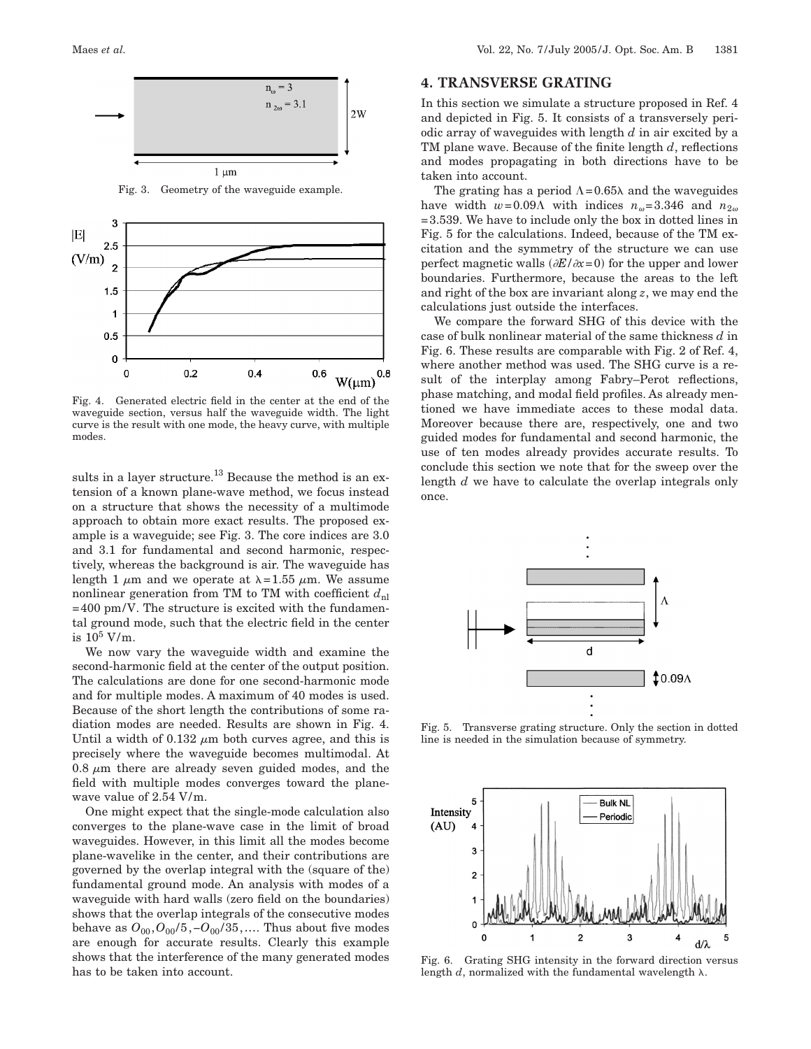Fig. 3. Geometry of the waveguide example.

Fig. 4. Generated electric field in the center at the end of the waveguide section, versus half the waveguide width. The light curve is the result with one mode, the heavy curve, with multiple modes.

sults in a layer structure.[13] Because the method is an extension of a known plane-wave method, we focus instead on a structure that shows the necessity of a multimode approach to obtain more exact results. The proposed example is a waveguide; see Fig. 3. The core indices are 3.0 and 3.1 for fundamental and second harmonic, respectively, whereas the background is air. The waveguide has length 1 $\mu$m and we operate at $\lambda = 1.55$ $\mu$m. We assume nonlinear generation from TM to TM with coefficient $d_{\mathrm{nl}} = 400$ pm/V. The structure is excited with the fundamental ground mode, such that the electric field in the center is $10^5$ V/m.

We now vary the waveguide width and examine the second-harmonic field at the center of the output position. The calculations are done for one second-harmonic mode and for multiple modes. A maximum of 40 modes is used. Because of the short length the contributions of some radiation modes are needed. Results are shown in Fig. 4. Until a width of 0.132 $\mu$m both curves agree, and this is precisely where the waveguide becomes multimodal. At 0.8 $\mu$m there are already seven guided modes, and the field with multiple modes converges toward the plane-wave value of 2.54 V/m.

One might expect that the single-mode calculation also converges to the plane-wave case in the limit of broad waveguides. However, in this limit all the modes become plane-wavelike in the center, and their contributions are governed by the overlap integral with the (square of the) fundamental ground mode. An analysis with modes of a waveguide with hard walls (zero field on the boundaries) shows that the overlap integrals of the consecutive modes behave as $O_{00}, O_{00}/5, -O_{00}/35, \ldots$. Thus about five modes are enough for accurate results. Clearly this example shows that the interference of the many generated modes has to be taken into account.

## 4. TRANSVERSE GRATING

In this section we simulate a structure proposed in Ref. 4 and depicted in Fig. 5. It consists of a transversely periodic array of waveguides with length $d$ in air excited by a TM plane wave. Because of the finite length $d$, reflections and modes propagating in both directions have to be taken into account.

The grating has a period $\Lambda = 0.65\lambda$ and the waveguides have width $w = 0.09\Lambda$ with indices $n_\omega = 3.346$ and $n_{2\omega} = 3.539$. We have to include only the box in dotted lines in Fig. 5 for the calculations. Indeed, because of the TM excitation and the symmetry of the structure we can use perfect magnetic walls ($\partial E/\partial x = 0$) for the upper and lower boundaries. Furthermore, because the areas to the left and right of the box are invariant along $z$, we may end the calculations just outside the interfaces.

We compare the forward SHG of this device with the case of bulk nonlinear material of the same thickness $d$ in Fig. 6. These results are comparable with Fig. 2 of Ref. 4, where another method was used. The SHG curve is a result of the interplay among Fabry–Perot reflections, phase matching, and modal field profiles. As already mentioned we have immediate acces to these modal data. Moreover because there are, respectively, one and two guided modes for fundamental and second harmonic, the use of ten modes already provides accurate results. To conclude this section we note that for the sweep over the length $d$ we have to calculate the overlap integrals only once.

Fig. 5. Transverse grating structure. Only the section in dotted line is needed in the simulation because of symmetry.

Fig. 6. Grating SHG intensity in the forward direction versus length $d$, normalized with the fundamental wavelength $\lambda$.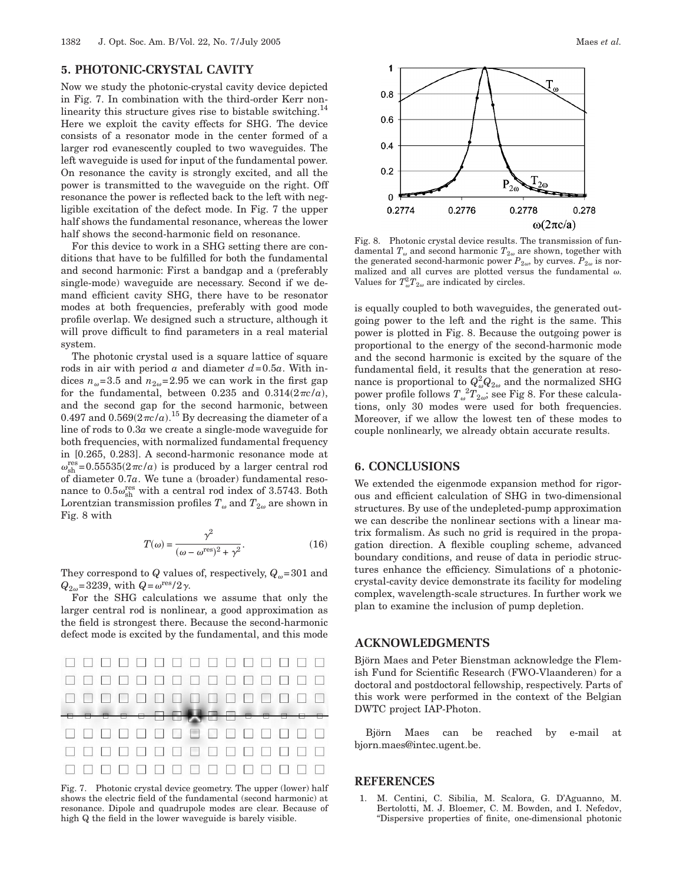## 5. PHOTONIC-CRYSTAL CAVITY

Now we study the photonic-crystal cavity device depicted in Fig. 7. In combination with the third-order Kerr nonlinearity this structure gives rise to bistable switching.[14] Here we exploit the cavity effects for SHG. The device consists of a resonator mode in the center formed of a larger rod evanescently coupled to two waveguides. The left waveguide is used for input of the fundamental power. On resonance the cavity is strongly excited, and all the power is transmitted to the waveguide on the right. Off resonance the power is reflected back to the left with negligible excitation of the defect mode. In Fig. 7 the upper half shows the fundamental resonance, whereas the lower half shows the second-harmonic field on resonance.

For this device to work in a SHG setting there are conditions that have to be fulfilled for both the fundamental and second harmonic: First a bandgap and a (preferably single-mode) waveguide are necessary. Second if we demand efficient cavity SHG, there have to be resonator modes at both frequencies, preferably with good mode profile overlap. We designed such a structure, although it will prove difficult to find parameters in a real material system.

The photonic crystal used is a square lattice of square rods in air with period $a$ and diameter $d=0.5a$. With indices $n_{\omega}=3.5$ and $n_{2\omega}=2.95$ we can work in the first gap for the fundamental, between 0.235 and $0.314(2\pi c/a)$, and the second gap for the second harmonic, between 0.497 and $0.569(2\pi c/a)$.[15] By decreasing the diameter of a line of rods to $0.3a$ we create a single-mode waveguide for both frequencies, with normalized fundamental frequency in [0.265, 0.283]. A second-harmonic resonance mode at $\omega_{\text{sh}}^{\text{res}}=0.55535(2\pi c/a)$ is produced by a larger central rod of diameter $0.7a$. We tune a (broader) fundamental resonance to $0.5\omega_{\text{sh}}^{\text{res}}$ with a central rod index of 3.5743. Both Lorentzian transmission profiles $T_{\omega}$ and $T_{2\omega}$ are shown in Fig. 8 with

$$T(\omega)=\frac{\gamma^2}{(\omega-\omega^{\text{res}})^2+\gamma^2}. \tag{16}$$

They correspond to $Q$ values of, respectively, $Q_{\omega}=301$ and $Q_{2\omega}=3239$, with $Q=\omega^{\text{res}}/2\gamma$.

For the SHG calculations we assume that only the larger central rod is nonlinear, a good approximation as the field is strongest there. Because the second-harmonic defect mode is excited by the fundamental, and this mode is equally coupled to both waveguides, the generated outgoing power to the left and the right is the same. This power is plotted in Fig. 8. Because the outgoing power is proportional to the energy of the second-harmonic mode and the second harmonic is excited by the square of the fundamental field, it results that the generation at resonance is proportional to $Q_{\omega}^2 Q_{2\omega}$ and the normalized SHG power profile follows $T_{\omega}^{\ 2}T_{2\omega}$; see Fig 8. For these calculations, only 30 modes were used for both frequencies. Moreover, if we allow the lowest ten of these modes to couple nonlinearly, we already obtain accurate results.

Fig. 7. Photonic crystal device geometry. The upper (lower) half shows the electric field of the fundamental (second harmonic) at resonance. Dipole and quadrupole modes are clear. Because of high Q the field in the lower waveguide is barely visible.

Fig. 8. Photonic crystal device results. The transmission of fundamental $T_{\omega}$ and second harmonic $T_{2\omega}$ are shown, together with the generated second-harmonic power $P_{2\omega}$, by curves. $P_{2\omega}$ is normalized and all curves are plotted versus the fundamental $\omega$. Values for $T_{\omega}^2 T_{2\omega}$ are indicated by circles.

## 6. CONCLUSIONS

We extended the eigenmode expansion method for rigorous and efficient calculation of SHG in two-dimensional structures. By use of the undepleted-pump approximation we can describe the nonlinear sections with a linear matrix formalism. As such no grid is required in the propagation direction. A flexible coupling scheme, advanced boundary conditions, and reuse of data in periodic structures enhance the efficiency. Simulations of a photonic-crystal-cavity device demonstrate its facility for modeling complex, wavelength-scale structures. In further work we plan to examine the inclusion of pump depletion.

## ACKNOWLEDGMENTS

Björn Maes and Peter Bienstman acknowledge the Flemish Fund for Scientific Research (FWO-Vlaanderen) for a doctoral and postdoctoral fellowship, respectively. Parts of this work were performed in the context of the Belgian DWTC project IAP-Photon.

Björn Maes can be reached by e-mail at bjorn.maes@intec.ugent.be.

## REFERENCES

1. M. Centini, C. Sibilia, M. Scalora, G. D'Aguanno, M. Bertolotti, M. J. Bloemer, C. M. Bowden, and I. Nefedov, "Dispersive properties of finite, one-dimensional photonic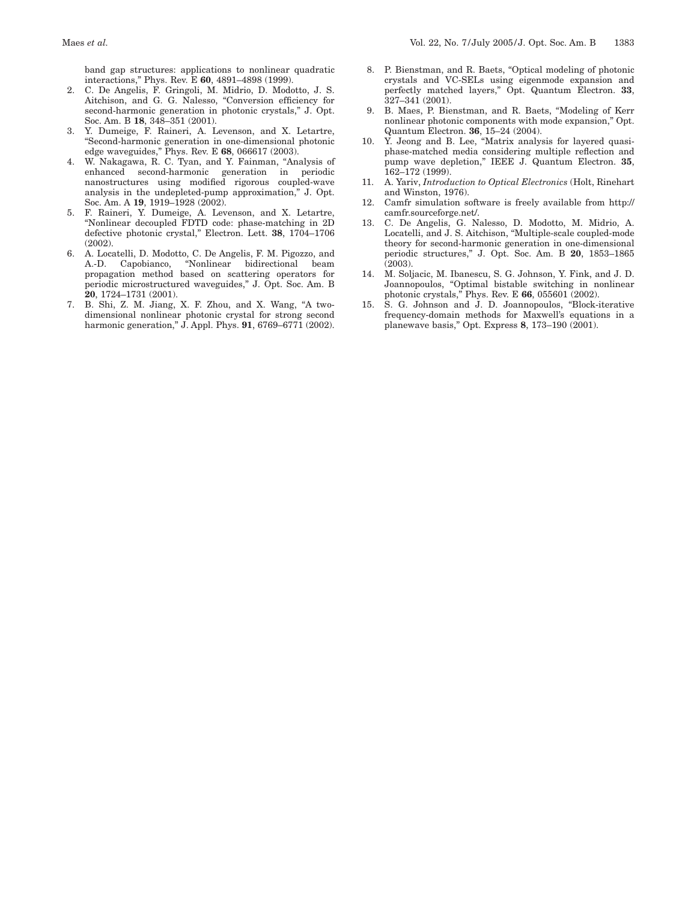band gap structures: applications to nonlinear quadratic interactions," Phys. Rev. E **60**, 4891–4898 (1999).

2. C. De Angelis, F. Gringoli, M. Midrio, D. Modotto, J. S. Aitchison, and G. G. Nalesso, "Conversion efficiency for second-harmonic generation in photonic crystals," J. Opt. Soc. Am. B **18**, 348–351 (2001).
3. Y. Dumeige, F. Raineri, A. Levenson, and X. Letartre, "Second-harmonic generation in one-dimensional photonic edge waveguides," Phys. Rev. E **68**, 066617 (2003).
4. W. Nakagawa, R. C. Tyan, and Y. Fainman, "Analysis of enhanced second-harmonic generation in periodic nanostructures using modified rigorous coupled-wave analysis in the undepleted-pump approximation," J. Opt. Soc. Am. A **19**, 1919–1928 (2002).
5. F. Raineri, Y. Dumeige, A. Levenson, and X. Letartre, "Nonlinear decoupled FDTD code: phase-matching in 2D defective photonic crystal," Electron. Lett. **38**, 1704–1706 (2002).
6. A. Locatelli, D. Modotto, C. De Angelis, F. M. Pigozzo, and A.-D. Capobianco, "Nonlinear bidirectional beam propagation method based on scattering operators for periodic microstructured waveguides," J. Opt. Soc. Am. B **20**, 1724–1731 (2001).
7. B. Shi, Z. M. Jiang, X. F. Zhou, and X. Wang, "A two-dimensional nonlinear photonic crystal for strong second harmonic generation," J. Appl. Phys. **91**, 6769–6771 (2002).
8. P. Bienstman, and R. Baets, "Optical modeling of photonic crystals and VC-SELs using eigenmode expansion and perfectly matched layers," Opt. Quantum Electron. **33**, 327–341 (2001).
9. B. Maes, P. Bienstman, and R. Baets, "Modeling of Kerr nonlinear photonic components with mode expansion," Opt. Quantum Electron. **36**, 15–24 (2004).
10. Y. Jeong and B. Lee, "Matrix analysis for layered quasi-phase-matched media considering multiple reflection and pump wave depletion," IEEE J. Quantum Electron. **35**, 162–172 (1999).
11. A. Yariv, *Introduction to Optical Electronics* (Holt, Rinehart and Winston, 1976).
12. Camfr simulation software is freely available from http://camfr.sourceforge.net/.
13. C. De Angelis, G. Nalesso, D. Modotto, M. Midrio, A. Locatelli, and J. S. Aitchison, "Multiple-scale coupled-mode theory for second-harmonic generation in one-dimensional periodic structures," J. Opt. Soc. Am. B **20**, 1853–1865 (2003).
14. M. Soljacic, M. Ibanescu, S. G. Johnson, Y. Fink, and J. D. Joannopoulos, "Optimal bistable switching in nonlinear photonic crystals," Phys. Rev. E **66**, 055601 (2002).
15. S. G. Johnson and J. D. Joannopoulos, "Block-iterative frequency-domain methods for Maxwell's equations in a planewave basis," Opt. Express **8**, 173–190 (2001).